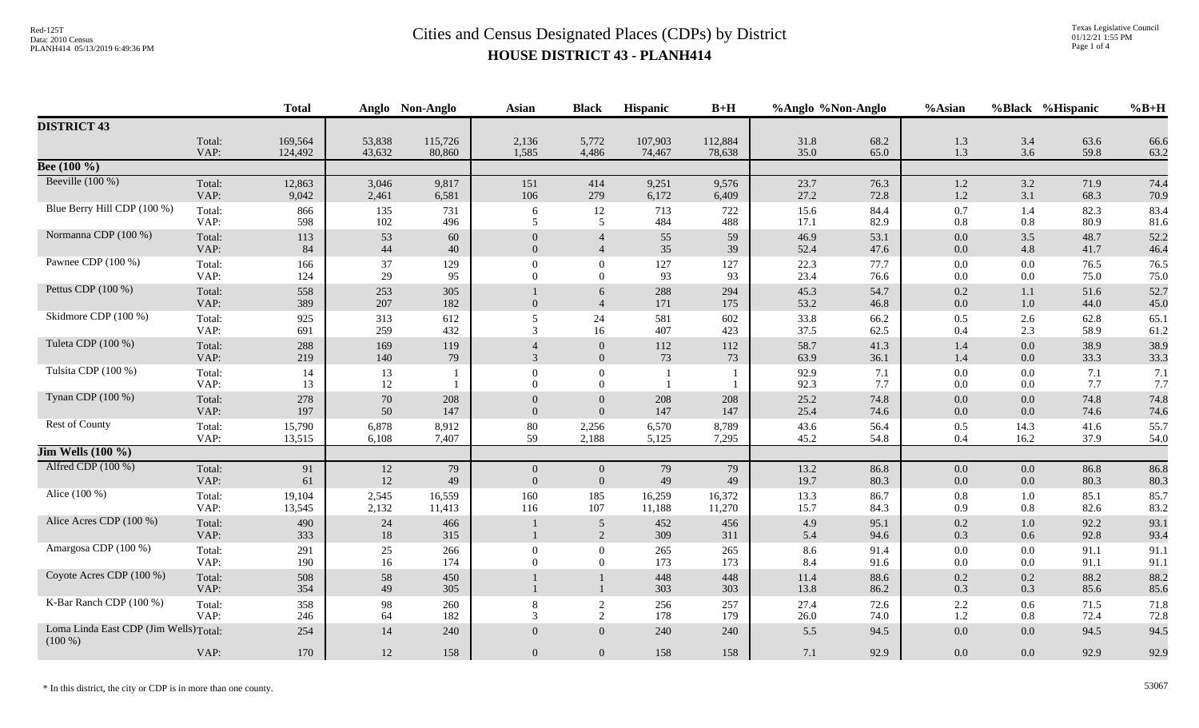# Cities and Census Designated Places (CDPs) by District

## HOUSE DISTRICT 43 - PLANH414

Red-125T
Data: 2010 Census
PLANH414 05/13/2019 6:49:36 PM

Texas Legislative Council
01/12/21 1:55 PM

| | | Total | Anglo | Non-Anglo | Asian | Black | Hispanic | B+H | %Anglo | %Non-Anglo | %Asian | %Black | %Hispanic | %B+H |
|---|---|---|---|---|---|---|---|---|---|---|---|---|---|---|
| **DISTRICT 43** | | | | | | | | | | | | | | |
| | Total: | 169,564 | 53,838 | 115,726 | 2,136 | 5,772 | 107,903 | 112,884 | 31.8 | 68.2 | 1.3 | 3.4 | 63.6 | 66.6 |
| | VAP: | 124,492 | 43,632 | 80,860 | 1,585 | 4,486 | 74,467 | 78,638 | 35.0 | 65.0 | 1.3 | 3.6 | 59.8 | 63.2 |
| **Bee (100 %)** | | | | | | | | | | | | | | |
| Beeville (100 %) | Total: | 12,863 | 3,046 | 9,817 | 151 | 414 | 9,251 | 9,576 | 23.7 | 76.3 | 1.2 | 3.2 | 71.9 | 74.4 |
| | VAP: | 9,042 | 2,461 | 6,581 | 106 | 279 | 6,172 | 6,409 | 27.2 | 72.8 | 1.2 | 3.1 | 68.3 | 70.9 |
| Blue Berry Hill CDP (100 %) | Total: | 866 | 135 | 731 | 6 | 12 | 713 | 722 | 15.6 | 84.4 | 0.7 | 1.4 | 82.3 | 83.4 |
| | VAP: | 598 | 102 | 496 | 5 | 5 | 484 | 488 | 17.1 | 82.9 | 0.8 | 0.8 | 80.9 | 81.6 |
| Normanna CDP (100 %) | Total: | 113 | 53 | 60 | 0 | 4 | 55 | 59 | 46.9 | 53.1 | 0.0 | 3.5 | 48.7 | 52.2 |
| | VAP: | 84 | 44 | 40 | 0 | 4 | 35 | 39 | 52.4 | 47.6 | 0.0 | 4.8 | 41.7 | 46.4 |
| Pawnee CDP (100 %) | Total: | 166 | 37 | 129 | 0 | 0 | 127 | 127 | 22.3 | 77.7 | 0.0 | 0.0 | 76.5 | 76.5 |
| | VAP: | 124 | 29 | 95 | 0 | 0 | 93 | 93 | 23.4 | 76.6 | 0.0 | 0.0 | 75.0 | 75.0 |
| Pettus CDP (100 %) | Total: | 558 | 253 | 305 | 1 | 6 | 288 | 294 | 45.3 | 54.7 | 0.2 | 1.1 | 51.6 | 52.7 |
| | VAP: | 389 | 207 | 182 | 0 | 4 | 171 | 175 | 53.2 | 46.8 | 0.0 | 1.0 | 44.0 | 45.0 |
| Skidmore CDP (100 %) | Total: | 925 | 313 | 612 | 5 | 24 | 581 | 602 | 33.8 | 66.2 | 0.5 | 2.6 | 62.8 | 65.1 |
| | VAP: | 691 | 259 | 432 | 3 | 16 | 407 | 423 | 37.5 | 62.5 | 0.4 | 2.3 | 58.9 | 61.2 |
| Tuleta CDP (100 %) | Total: | 288 | 169 | 119 | 4 | 0 | 112 | 112 | 58.7 | 41.3 | 1.4 | 0.0 | 38.9 | 38.9 |
| | VAP: | 219 | 140 | 79 | 3 | 0 | 73 | 73 | 63.9 | 36.1 | 1.4 | 0.0 | 33.3 | 33.3 |
| Tulsita CDP (100 %) | Total: | 14 | 13 | 1 | 0 | 0 | 1 | 1 | 92.9 | 7.1 | 0.0 | 0.0 | 7.1 | 7.1 |
| | VAP: | 13 | 12 | 1 | 0 | 0 | 1 | 1 | 92.3 | 7.7 | 0.0 | 0.0 | 7.7 | 7.7 |
| Tynan CDP (100 %) | Total: | 278 | 70 | 208 | 0 | 0 | 208 | 208 | 25.2 | 74.8 | 0.0 | 0.0 | 74.8 | 74.8 |
| | VAP: | 197 | 50 | 147 | 0 | 0 | 147 | 147 | 25.4 | 74.6 | 0.0 | 0.0 | 74.6 | 74.6 |
| Rest of County | Total: | 15,790 | 6,878 | 8,912 | 80 | 2,256 | 6,570 | 8,789 | 43.6 | 56.4 | 0.5 | 14.3 | 41.6 | 55.7 |
| | VAP: | 13,515 | 6,108 | 7,407 | 59 | 2,188 | 5,125 | 7,295 | 45.2 | 54.8 | 0.4 | 16.2 | 37.9 | 54.0 |
| **Jim Wells (100 %)** | | | | | | | | | | | | | | |
| Alfred CDP (100 %) | Total: | 91 | 12 | 79 | 0 | 0 | 79 | 79 | 13.2 | 86.8 | 0.0 | 0.0 | 86.8 | 86.8 |
| | VAP: | 61 | 12 | 49 | 0 | 0 | 49 | 49 | 19.7 | 80.3 | 0.0 | 0.0 | 80.3 | 80.3 |
| Alice (100 %) | Total: | 19,104 | 2,545 | 16,559 | 160 | 185 | 16,259 | 16,372 | 13.3 | 86.7 | 0.8 | 1.0 | 85.1 | 85.7 |
| | VAP: | 13,545 | 2,132 | 11,413 | 116 | 107 | 11,188 | 11,270 | 15.7 | 84.3 | 0.9 | 0.8 | 82.6 | 83.2 |
| Alice Acres CDP (100 %) | Total: | 490 | 24 | 466 | 1 | 5 | 452 | 456 | 4.9 | 95.1 | 0.2 | 1.0 | 92.2 | 93.1 |
| | VAP: | 333 | 18 | 315 | 1 | 2 | 309 | 311 | 5.4 | 94.6 | 0.3 | 0.6 | 92.8 | 93.4 |
| Amargosa CDP (100 %) | Total: | 291 | 25 | 266 | 0 | 0 | 265 | 265 | 8.6 | 91.4 | 0.0 | 0.0 | 91.1 | 91.1 |
| | VAP: | 190 | 16 | 174 | 0 | 0 | 173 | 173 | 8.4 | 91.6 | 0.0 | 0.0 | 91.1 | 91.1 |
| Coyote Acres CDP (100 %) | Total: | 508 | 58 | 450 | 1 | 1 | 448 | 448 | 11.4 | 88.6 | 0.2 | 0.2 | 88.2 | 88.2 |
| | VAP: | 354 | 49 | 305 | 1 | 1 | 303 | 303 | 13.8 | 86.2 | 0.3 | 0.3 | 85.6 | 85.6 |
| K-Bar Ranch CDP (100 %) | Total: | 358 | 98 | 260 | 8 | 2 | 256 | 257 | 27.4 | 72.6 | 2.2 | 0.6 | 71.5 | 71.8 |
| | VAP: | 246 | 64 | 182 | 3 | 2 | 178 | 179 | 26.0 | 74.0 | 1.2 | 0.8 | 72.4 | 72.8 |
| Loma Linda East CDP (Jim Wells) (100 %) | Total: | 254 | 14 | 240 | 0 | 0 | 240 | 240 | 5.5 | 94.5 | 0.0 | 0.0 | 94.5 | 94.5 |
| | VAP: | 170 | 12 | 158 | 0 | 0 | 158 | 158 | 7.1 | 92.9 | 0.0 | 0.0 | 92.9 | 92.9 |

\* In this district, the city or CDP is in more than one county.

53067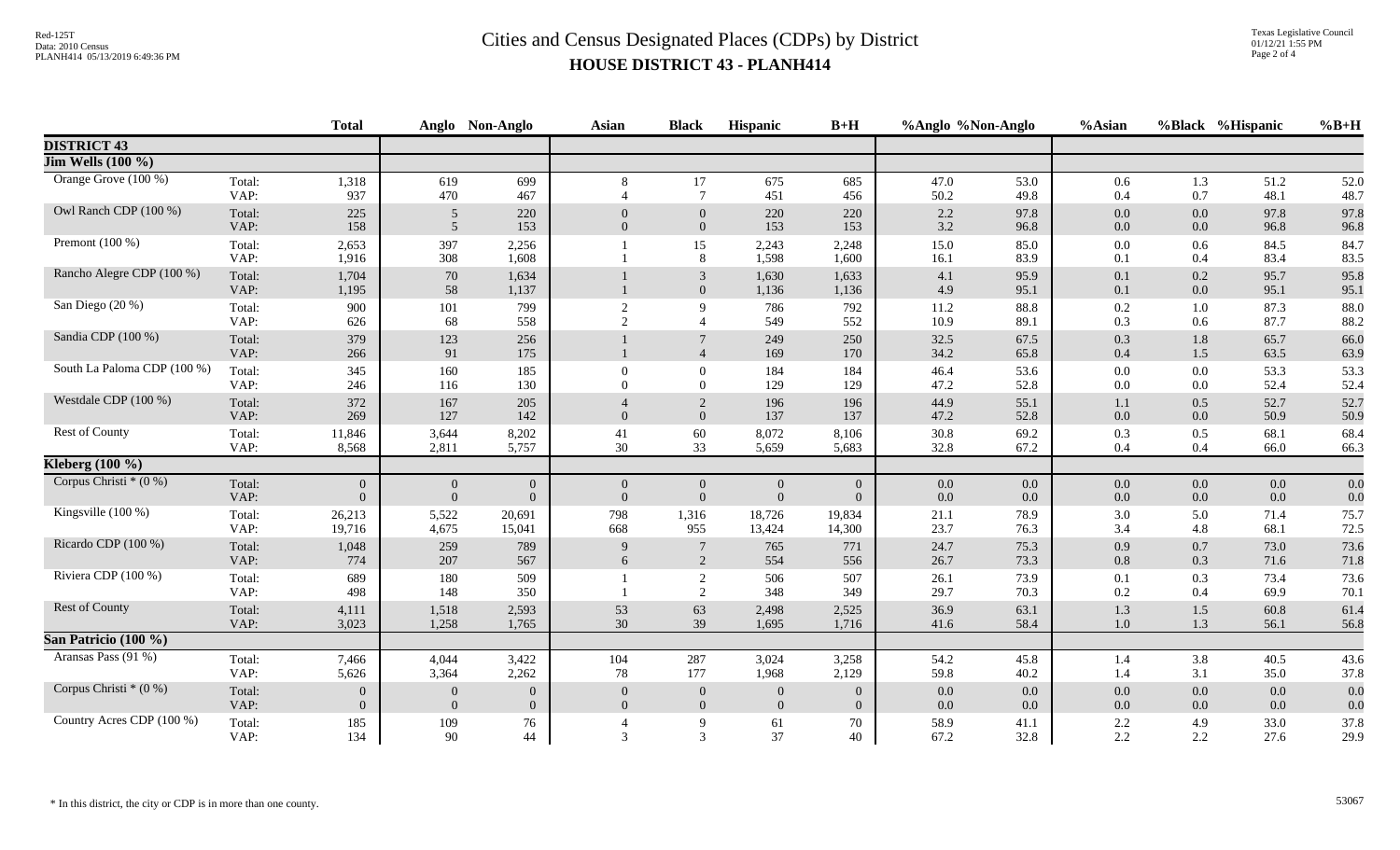# Cities and Census Designated Places (CDPs) by District
## HOUSE DISTRICT 43 - PLANH414

| | | Total | Anglo | Non-Anglo | Asian | Black | Hispanic | B+H | %Anglo | %Non-Anglo | %Asian | %Black | %Hispanic | %B+H |
|---|---|---|---|---|---|---|---|---|---|---|---|---|---|---|
| **DISTRICT 43** | | | | | | | | | | | | | | |
| **Jim Wells (100 %)** | | | | | | | | | | | | | | |
| Orange Grove (100 %) | Total: | 1,318 | 619 | 699 | 8 | 17 | 675 | 685 | 47.0 | 53.0 | 0.6 | 1.3 | 51.2 | 52.0 |
| | VAP: | 937 | 470 | 467 | 4 | 7 | 451 | 456 | 50.2 | 49.8 | 0.4 | 0.7 | 48.1 | 48.7 |
| Owl Ranch CDP (100 %) | Total: | 225 | 5 | 220 | 0 | 0 | 220 | 220 | 2.2 | 97.8 | 0.0 | 0.0 | 97.8 | 97.8 |
| | VAP: | 158 | 5 | 153 | 0 | 0 | 153 | 153 | 3.2 | 96.8 | 0.0 | 0.0 | 96.8 | 96.8 |
| Premont (100 %) | Total: | 2,653 | 397 | 2,256 | 1 | 15 | 2,243 | 2,248 | 15.0 | 85.0 | 0.0 | 0.6 | 84.5 | 84.7 |
| | VAP: | 1,916 | 308 | 1,608 | 1 | 8 | 1,598 | 1,600 | 16.1 | 83.9 | 0.1 | 0.4 | 83.4 | 83.5 |
| Rancho Alegre CDP (100 %) | Total: | 1,704 | 70 | 1,634 | 1 | 3 | 1,630 | 1,633 | 4.1 | 95.9 | 0.1 | 0.2 | 95.7 | 95.8 |
| | VAP: | 1,195 | 58 | 1,137 | 1 | 0 | 1,136 | 1,136 | 4.9 | 95.1 | 0.1 | 0.0 | 95.1 | 95.1 |
| San Diego (20 %) | Total: | 900 | 101 | 799 | 2 | 9 | 786 | 792 | 11.2 | 88.8 | 0.2 | 1.0 | 87.3 | 88.0 |
| | VAP: | 626 | 68 | 558 | 2 | 4 | 549 | 552 | 10.9 | 89.1 | 0.3 | 0.6 | 87.7 | 88.2 |
| Sandia CDP (100 %) | Total: | 379 | 123 | 256 | 1 | 7 | 249 | 250 | 32.5 | 67.5 | 0.3 | 1.8 | 65.7 | 66.0 |
| | VAP: | 266 | 91 | 175 | 1 | 4 | 169 | 170 | 34.2 | 65.8 | 0.4 | 1.5 | 63.5 | 63.9 |
| South La Paloma CDP (100 %) | Total: | 345 | 160 | 185 | 0 | 0 | 184 | 184 | 46.4 | 53.6 | 0.0 | 0.0 | 53.3 | 53.3 |
| | VAP: | 246 | 116 | 130 | 0 | 0 | 129 | 129 | 47.2 | 52.8 | 0.0 | 0.0 | 52.4 | 52.4 |
| Westdale CDP (100 %) | Total: | 372 | 167 | 205 | 4 | 2 | 196 | 196 | 44.9 | 55.1 | 1.1 | 0.5 | 52.7 | 52.7 |
| | VAP: | 269 | 127 | 142 | 0 | 0 | 137 | 137 | 47.2 | 52.8 | 0.0 | 0.0 | 50.9 | 50.9 |
| Rest of County | Total: | 11,846 | 3,644 | 8,202 | 41 | 60 | 8,072 | 8,106 | 30.8 | 69.2 | 0.3 | 0.5 | 68.1 | 68.4 |
| | VAP: | 8,568 | 2,811 | 5,757 | 30 | 33 | 5,659 | 5,683 | 32.8 | 67.2 | 0.4 | 0.4 | 66.0 | 66.3 |
| **Kleberg (100 %)** | | | | | | | | | | | | | | |
| Corpus Christi * (0 %) | Total: | 0 | 0 | 0 | 0 | 0 | 0 | 0 | 0.0 | 0.0 | 0.0 | 0.0 | 0.0 | 0.0 |
| | VAP: | 0 | 0 | 0 | 0 | 0 | 0 | 0 | 0.0 | 0.0 | 0.0 | 0.0 | 0.0 | 0.0 |
| Kingsville (100 %) | Total: | 26,213 | 5,522 | 20,691 | 798 | 1,316 | 18,726 | 19,834 | 21.1 | 78.9 | 3.0 | 5.0 | 71.4 | 75.7 |
| | VAP: | 19,716 | 4,675 | 15,041 | 668 | 955 | 13,424 | 14,300 | 23.7 | 76.3 | 3.4 | 4.8 | 68.1 | 72.5 |
| Ricardo CDP (100 %) | Total: | 1,048 | 259 | 789 | 9 | 7 | 765 | 771 | 24.7 | 75.3 | 0.9 | 0.7 | 73.0 | 73.6 |
| | VAP: | 774 | 207 | 567 | 6 | 2 | 554 | 556 | 26.7 | 73.3 | 0.8 | 0.3 | 71.6 | 71.8 |
| Riviera CDP (100 %) | Total: | 689 | 180 | 509 | 1 | 2 | 506 | 507 | 26.1 | 73.9 | 0.1 | 0.3 | 73.4 | 73.6 |
| | VAP: | 498 | 148 | 350 | 1 | 2 | 348 | 349 | 29.7 | 70.3 | 0.2 | 0.4 | 69.9 | 70.1 |
| Rest of County | Total: | 4,111 | 1,518 | 2,593 | 53 | 63 | 2,498 | 2,525 | 36.9 | 63.1 | 1.3 | 1.5 | 60.8 | 61.4 |
| | VAP: | 3,023 | 1,258 | 1,765 | 30 | 39 | 1,695 | 1,716 | 41.6 | 58.4 | 1.0 | 1.3 | 56.1 | 56.8 |
| **San Patricio (100 %)** | | | | | | | | | | | | | | |
| Aransas Pass (91 %) | Total: | 7,466 | 4,044 | 3,422 | 104 | 287 | 3,024 | 3,258 | 54.2 | 45.8 | 1.4 | 3.8 | 40.5 | 43.6 |
| | VAP: | 5,626 | 3,364 | 2,262 | 78 | 177 | 1,968 | 2,129 | 59.8 | 40.2 | 1.4 | 3.1 | 35.0 | 37.8 |
| Corpus Christi * (0 %) | Total: | 0 | 0 | 0 | 0 | 0 | 0 | 0 | 0.0 | 0.0 | 0.0 | 0.0 | 0.0 | 0.0 |
| | VAP: | 0 | 0 | 0 | 0 | 0 | 0 | 0 | 0.0 | 0.0 | 0.0 | 0.0 | 0.0 | 0.0 |
| Country Acres CDP (100 %) | Total: | 185 | 109 | 76 | 4 | 9 | 61 | 70 | 58.9 | 41.1 | 2.2 | 4.9 | 33.0 | 37.8 |
| | VAP: | 134 | 90 | 44 | 3 | 3 | 37 | 40 | 67.2 | 32.8 | 2.2 | 2.2 | 27.6 | 29.9 |

* In this district, the city or CDP is in more than one county.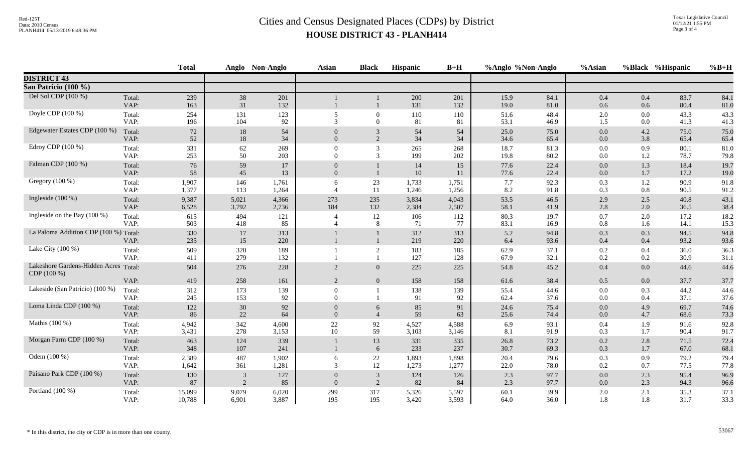# Cities and Census Designated Places (CDPs) by District

## HOUSE DISTRICT 43 - PLANH414

| | | Total | Anglo | Non-Anglo | Asian | Black | Hispanic | B+H | %Anglo | %Non-Anglo | %Asian | %Black | %Hispanic | %B+H |
|---|---|---|---|---|---|---|---|---|---|---|---|---|---|---|
| **DISTRICT 43** | | | | | | | | | | | | | | |
| **San Patricio (100 %)** | | | | | | | | | | | | | | |
| Del Sol CDP (100 %) | Total: | 239 | 38 | 201 | 1 | 1 | 200 | 201 | 15.9 | 84.1 | 0.4 | 0.4 | 83.7 | 84.1 |
| | VAP: | 163 | 31 | 132 | 1 | 1 | 131 | 132 | 19.0 | 81.0 | 0.6 | 0.6 | 80.4 | 81.0 |
| Doyle CDP (100 %) | Total: | 254 | 131 | 123 | 5 | 0 | 110 | 110 | 51.6 | 48.4 | 2.0 | 0.0 | 43.3 | 43.3 |
| | VAP: | 196 | 104 | 92 | 3 | 0 | 81 | 81 | 53.1 | 46.9 | 1.5 | 0.0 | 41.3 | 41.3 |
| Edgewater Estates CDP (100 %) | Total: | 72 | 18 | 54 | 0 | 3 | 54 | 54 | 25.0 | 75.0 | 0.0 | 4.2 | 75.0 | 75.0 |
| | VAP: | 52 | 18 | 34 | 0 | 2 | 34 | 34 | 34.6 | 65.4 | 0.0 | 3.8 | 65.4 | 65.4 |
| Edroy CDP (100 %) | Total: | 331 | 62 | 269 | 0 | 3 | 265 | 268 | 18.7 | 81.3 | 0.0 | 0.9 | 80.1 | 81.0 |
| | VAP: | 253 | 50 | 203 | 0 | 3 | 199 | 202 | 19.8 | 80.2 | 0.0 | 1.2 | 78.7 | 79.8 |
| Falman CDP (100 %) | Total: | 76 | 59 | 17 | 0 | 1 | 14 | 15 | 77.6 | 22.4 | 0.0 | 1.3 | 18.4 | 19.7 |
| | VAP: | 58 | 45 | 13 | 0 | 1 | 10 | 11 | 77.6 | 22.4 | 0.0 | 1.7 | 17.2 | 19.0 |
| Gregory (100 %) | Total: | 1,907 | 146 | 1,761 | 6 | 23 | 1,733 | 1,751 | 7.7 | 92.3 | 0.3 | 1.2 | 90.9 | 91.8 |
| | VAP: | 1,377 | 113 | 1,264 | 4 | 11 | 1,246 | 1,256 | 8.2 | 91.8 | 0.3 | 0.8 | 90.5 | 91.2 |
| Ingleside (100 %) | Total: | 9,387 | 5,021 | 4,366 | 273 | 235 | 3,834 | 4,043 | 53.5 | 46.5 | 2.9 | 2.5 | 40.8 | 43.1 |
| | VAP: | 6,528 | 3,792 | 2,736 | 184 | 132 | 2,384 | 2,507 | 58.1 | 41.9 | 2.8 | 2.0 | 36.5 | 38.4 |
| Ingleside on the Bay (100 %) | Total: | 615 | 494 | 121 | 4 | 12 | 106 | 112 | 80.3 | 19.7 | 0.7 | 2.0 | 17.2 | 18.2 |
| | VAP: | 503 | 418 | 85 | 4 | 8 | 71 | 77 | 83.1 | 16.9 | 0.8 | 1.6 | 14.1 | 15.3 |
| La Paloma Addition CDP (100 %) | Total: | 330 | 17 | 313 | 1 | 1 | 312 | 313 | 5.2 | 94.8 | 0.3 | 0.3 | 94.5 | 94.8 |
| | VAP: | 235 | 15 | 220 | 1 | 1 | 219 | 220 | 6.4 | 93.6 | 0.4 | 0.4 | 93.2 | 93.6 |
| Lake City (100 %) | Total: | 509 | 320 | 189 | 1 | 2 | 183 | 185 | 62.9 | 37.1 | 0.2 | 0.4 | 36.0 | 36.3 |
| | VAP: | 411 | 279 | 132 | 1 | 1 | 127 | 128 | 67.9 | 32.1 | 0.2 | 0.2 | 30.9 | 31.1 |
| Lakeshore Gardens-Hidden Acres CDP (100 %) | Total: | 504 | 276 | 228 | 2 | 0 | 225 | 225 | 54.8 | 45.2 | 0.4 | 0.0 | 44.6 | 44.6 |
| | VAP: | 419 | 258 | 161 | 2 | 0 | 158 | 158 | 61.6 | 38.4 | 0.5 | 0.0 | 37.7 | 37.7 |
| Lakeside (San Patricio) (100 %) | Total: | 312 | 173 | 139 | 0 | 1 | 138 | 139 | 55.4 | 44.6 | 0.0 | 0.3 | 44.2 | 44.6 |
| | VAP: | 245 | 153 | 92 | 0 | 1 | 91 | 92 | 62.4 | 37.6 | 0.0 | 0.4 | 37.1 | 37.6 |
| Loma Linda CDP (100 %) | Total: | 122 | 30 | 92 | 0 | 6 | 85 | 91 | 24.6 | 75.4 | 0.0 | 4.9 | 69.7 | 74.6 |
| | VAP: | 86 | 22 | 64 | 0 | 4 | 59 | 63 | 25.6 | 74.4 | 0.0 | 4.7 | 68.6 | 73.3 |
| Mathis (100 %) | Total: | 4,942 | 342 | 4,600 | 22 | 92 | 4,527 | 4,588 | 6.9 | 93.1 | 0.4 | 1.9 | 91.6 | 92.8 |
| | VAP: | 3,431 | 278 | 3,153 | 10 | 59 | 3,103 | 3,146 | 8.1 | 91.9 | 0.3 | 1.7 | 90.4 | 91.7 |
| Morgan Farm CDP (100 %) | Total: | 463 | 124 | 339 | 1 | 13 | 331 | 335 | 26.8 | 73.2 | 0.2 | 2.8 | 71.5 | 72.4 |
| | VAP: | 348 | 107 | 241 | 1 | 6 | 233 | 237 | 30.7 | 69.3 | 0.3 | 1.7 | 67.0 | 68.1 |
| Odem (100 %) | Total: | 2,389 | 487 | 1,902 | 6 | 22 | 1,893 | 1,898 | 20.4 | 79.6 | 0.3 | 0.9 | 79.2 | 79.4 |
| | VAP: | 1,642 | 361 | 1,281 | 3 | 12 | 1,273 | 1,277 | 22.0 | 78.0 | 0.2 | 0.7 | 77.5 | 77.8 |
| Paisano Park CDP (100 %) | Total: | 130 | 3 | 127 | 0 | 3 | 124 | 126 | 2.3 | 97.7 | 0.0 | 2.3 | 95.4 | 96.9 |
| | VAP: | 87 | 2 | 85 | 0 | 2 | 82 | 84 | 2.3 | 97.7 | 0.0 | 2.3 | 94.3 | 96.6 |
| Portland (100 %) | Total: | 15,099 | 9,079 | 6,020 | 299 | 317 | 5,326 | 5,597 | 60.1 | 39.9 | 2.0 | 2.1 | 35.3 | 37.1 |
| | VAP: | 10,788 | 6,901 | 3,887 | 195 | 195 | 3,420 | 3,593 | 64.0 | 36.0 | 1.8 | 1.8 | 31.7 | 33.3 |

* In this district, the city or CDP is in more than one county.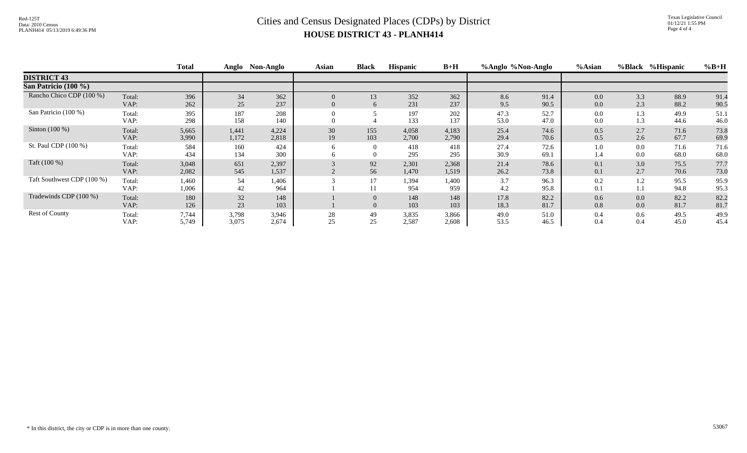# Cities and Census Designated Places (CDPs) by District

## HOUSE DISTRICT 43 - PLANH414

| | | Total | Anglo | Non-Anglo | Asian | Black | Hispanic | B+H | %Anglo | %Non-Anglo | %Asian | %Black | %Hispanic | %B+H |
|---|---|---|---|---|---|---|---|---|---|---|---|---|---|---|
| **DISTRICT 43** | | | | | | | | | | | | | | |
| **San Patricio (100 %)** | | | | | | | | | | | | | | |
| Rancho Chico CDP (100 %) | Total: | 396 | 34 | 362 | 0 | 13 | 352 | 362 | 8.6 | 91.4 | 0.0 | 3.3 | 88.9 | 91.4 |
| | VAP: | 262 | 25 | 237 | 0 | 6 | 231 | 237 | 9.5 | 90.5 | 0.0 | 2.3 | 88.2 | 90.5 |
| San Patricio (100 %) | Total: | 395 | 187 | 208 | 0 | 5 | 197 | 202 | 47.3 | 52.7 | 0.0 | 1.3 | 49.9 | 51.1 |
| | VAP: | 298 | 158 | 140 | 0 | 4 | 133 | 137 | 53.0 | 47.0 | 0.0 | 1.3 | 44.6 | 46.0 |
| Sinton (100 %) | Total: | 5,665 | 1,441 | 4,224 | 30 | 155 | 4,058 | 4,183 | 25.4 | 74.6 | 0.5 | 2.7 | 71.6 | 73.8 |
| | VAP: | 3,990 | 1,172 | 2,818 | 19 | 103 | 2,700 | 2,790 | 29.4 | 70.6 | 0.5 | 2.6 | 67.7 | 69.9 |
| St. Paul CDP (100 %) | Total: | 584 | 160 | 424 | 6 | 0 | 418 | 418 | 27.4 | 72.6 | 1.0 | 0.0 | 71.6 | 71.6 |
| | VAP: | 434 | 134 | 300 | 6 | 0 | 295 | 295 | 30.9 | 69.1 | 1.4 | 0.0 | 68.0 | 68.0 |
| Taft (100 %) | Total: | 3,048 | 651 | 2,397 | 3 | 92 | 2,301 | 2,368 | 21.4 | 78.6 | 0.1 | 3.0 | 75.5 | 77.7 |
| | VAP: | 2,082 | 545 | 1,537 | 2 | 56 | 1,470 | 1,519 | 26.2 | 73.8 | 0.1 | 2.7 | 70.6 | 73.0 |
| Taft Southwest CDP (100 %) | Total: | 1,460 | 54 | 1,406 | 3 | 17 | 1,394 | 1,400 | 3.7 | 96.3 | 0.2 | 1.2 | 95.5 | 95.9 |
| | VAP: | 1,006 | 42 | 964 | 1 | 11 | 954 | 959 | 4.2 | 95.8 | 0.1 | 1.1 | 94.8 | 95.3 |
| Tradewinds CDP (100 %) | Total: | 180 | 32 | 148 | 1 | 0 | 148 | 148 | 17.8 | 82.2 | 0.6 | 0.0 | 82.2 | 82.2 |
| | VAP: | 126 | 23 | 103 | 1 | 0 | 103 | 103 | 18.3 | 81.7 | 0.8 | 0.0 | 81.7 | 81.7 |
| Rest of County | Total: | 7,744 | 3,798 | 3,946 | 28 | 49 | 3,835 | 3,866 | 49.0 | 51.0 | 0.4 | 0.6 | 49.5 | 49.9 |
| | VAP: | 5,749 | 3,075 | 2,674 | 25 | 25 | 2,587 | 2,608 | 53.5 | 46.5 | 0.4 | 0.4 | 45.0 | 45.4 |

* In this district, the city or CDP is in more than one county.